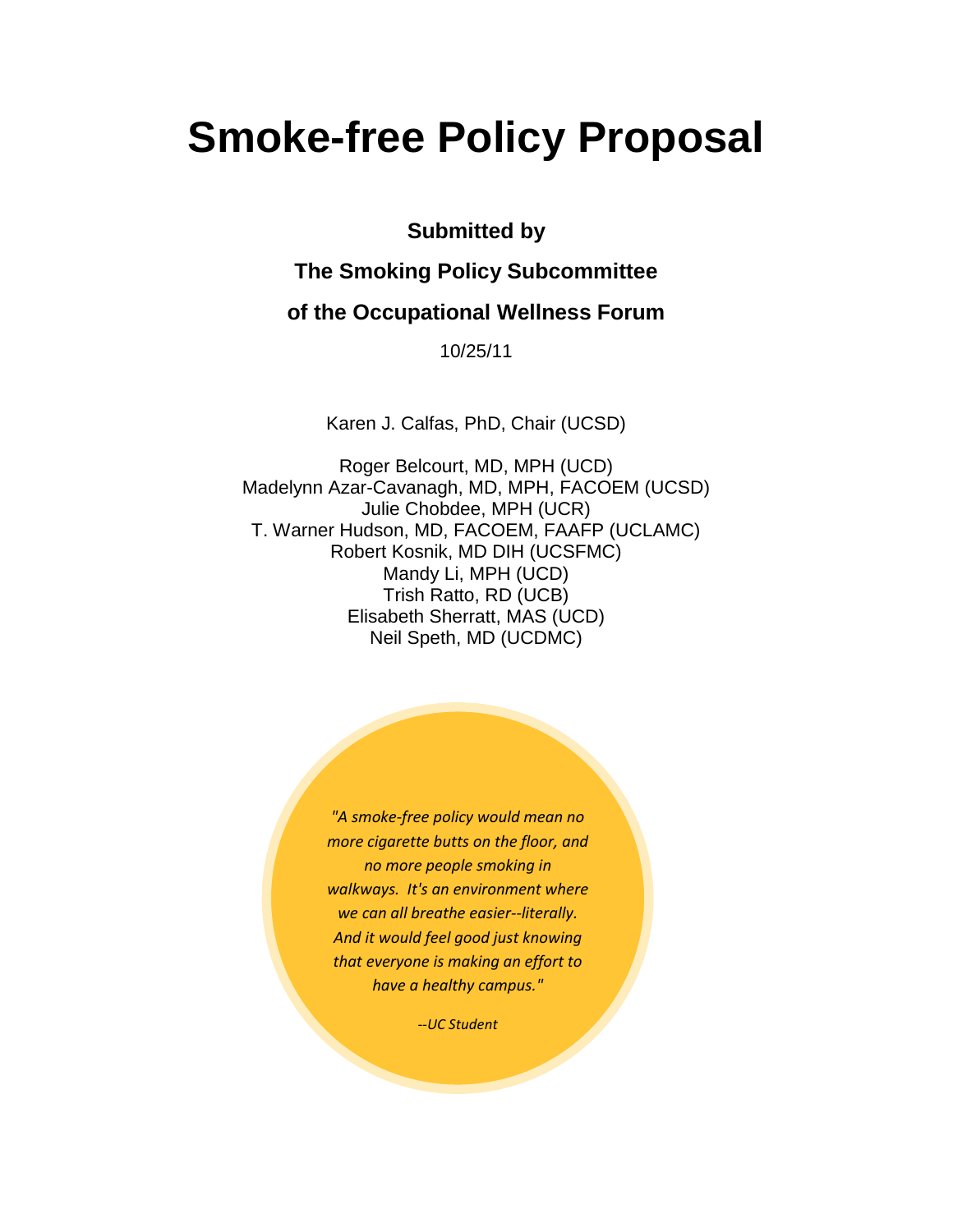# Smoke-free Policy Proposal

**Submitted by**

**The Smoking Policy Subcommittee**

**of the Occupational Wellness Forum**

10/25/11

Karen J. Calfas, PhD, Chair (UCSD)

Roger Belcourt, MD, MPH (UCD)
Madelynn Azar-Cavanagh, MD, MPH, FACOEM (UCSD)
Julie Chobdee, MPH (UCR)
T. Warner Hudson, MD, FACOEM, FAAFP (UCLAMC)
Robert Kosnik, MD DIH (UCSFMC)
Mandy Li, MPH (UCD)
Trish Ratto, RD (UCB)
Elisabeth Sherratt, MAS (UCD)
Neil Speth, MD (UCDMC)

*"A smoke-free policy would mean no more cigarette butts on the floor, and no more people smoking in walkways. It's an environment where we can all breathe easier--literally. And it would feel good just knowing that everyone is making an effort to have a healthy campus."*

*--UC Student*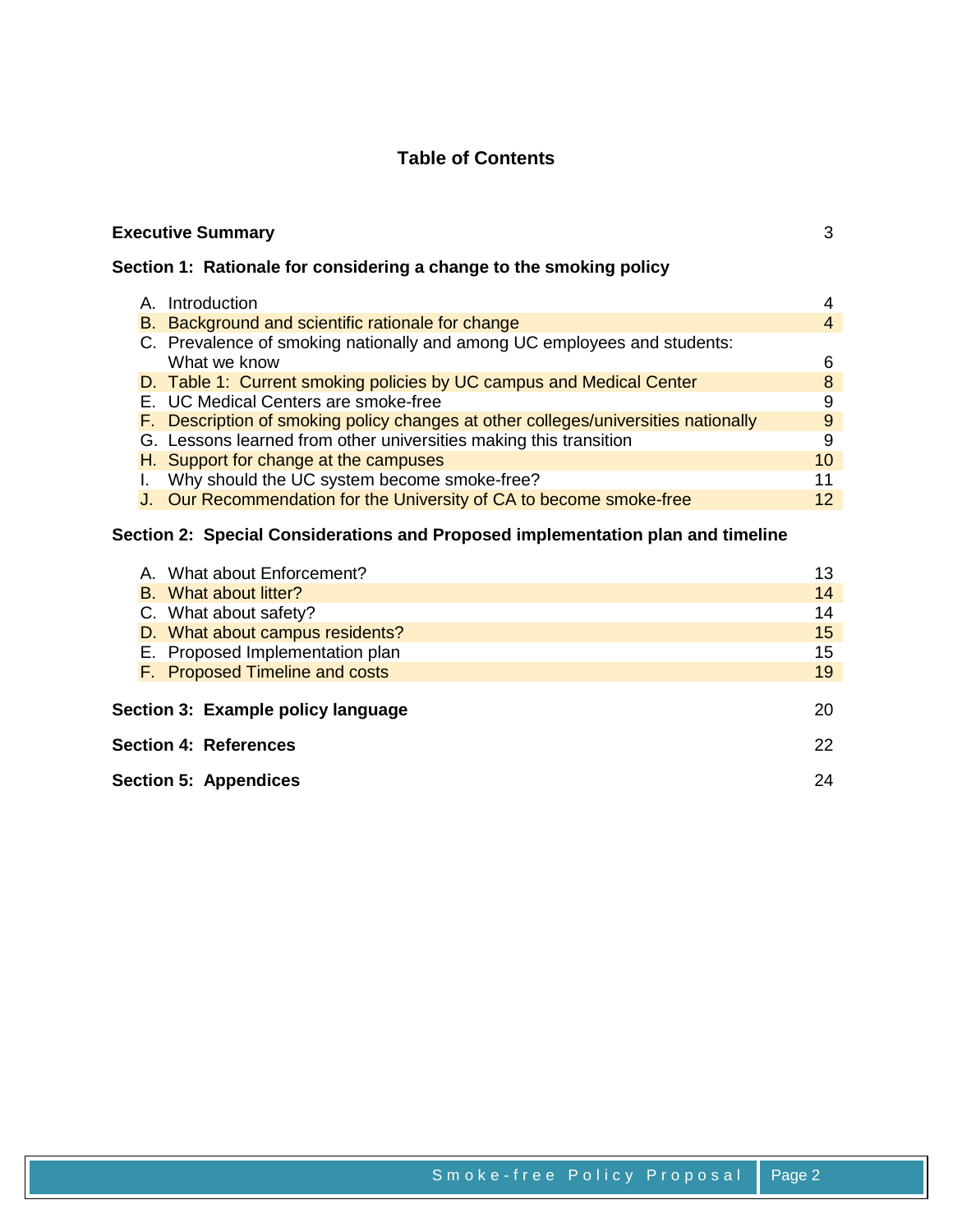# Table of Contents

**Executive Summary** 3

**Section 1: Rationale for considering a change to the smoking policy**

- A. Introduction 4
- B. Background and scientific rationale for change 4
- C. Prevalence of smoking nationally and among UC employees and students: What we know 6
- D. Table 1: Current smoking policies by UC campus and Medical Center 8
- E. UC Medical Centers are smoke-free 9
- F. Description of smoking policy changes at other colleges/universities nationally 9
- G. Lessons learned from other universities making this transition 9
- H. Support for change at the campuses 10
- I. Why should the UC system become smoke-free? 11
- J. Our Recommendation for the University of CA to become smoke-free 12

**Section 2: Special Considerations and Proposed implementation plan and timeline**

- A. What about Enforcement? 13
- B. What about litter? 14
- C. What about safety? 14
- D. What about campus residents? 15
- E. Proposed Implementation plan 15
- F. Proposed Timeline and costs 19

**Section 3: Example policy language** 20

**Section 4: References** 22

**Section 5: Appendices** 24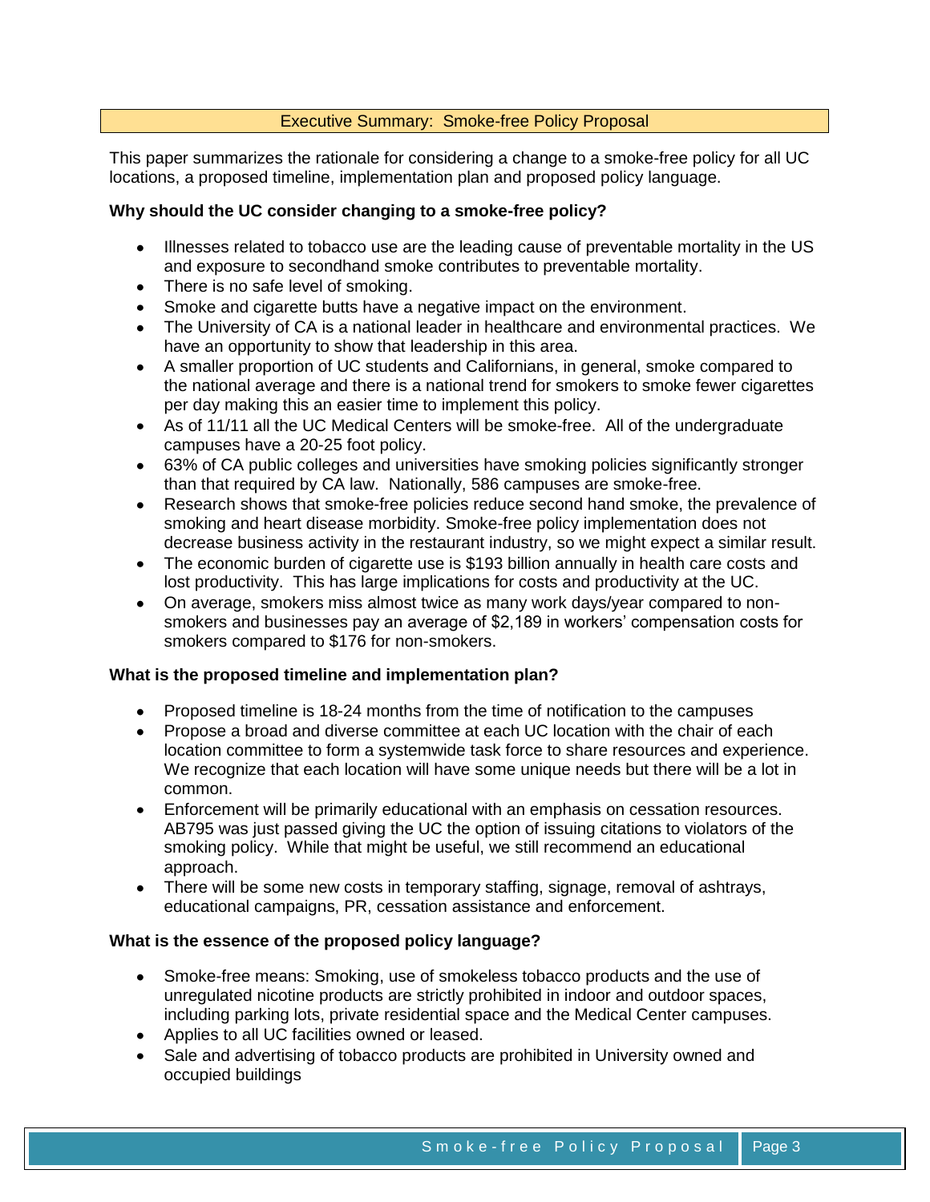## Executive Summary: Smoke-free Policy Proposal

This paper summarizes the rationale for considering a change to a smoke-free policy for all UC locations, a proposed timeline, implementation plan and proposed policy language.

**Why should the UC consider changing to a smoke-free policy?**

- Illnesses related to tobacco use are the leading cause of preventable mortality in the US and exposure to secondhand smoke contributes to preventable mortality.
- There is no safe level of smoking.
- Smoke and cigarette butts have a negative impact on the environment.
- The University of CA is a national leader in healthcare and environmental practices. We have an opportunity to show that leadership in this area.
- A smaller proportion of UC students and Californians, in general, smoke compared to the national average and there is a national trend for smokers to smoke fewer cigarettes per day making this an easier time to implement this policy.
- As of 11/11 all the UC Medical Centers will be smoke-free. All of the undergraduate campuses have a 20-25 foot policy.
- 63% of CA public colleges and universities have smoking policies significantly stronger than that required by CA law. Nationally, 586 campuses are smoke-free.
- Research shows that smoke-free policies reduce second hand smoke, the prevalence of smoking and heart disease morbidity. Smoke-free policy implementation does not decrease business activity in the restaurant industry, so we might expect a similar result.
- The economic burden of cigarette use is $193 billion annually in health care costs and lost productivity. This has large implications for costs and productivity at the UC.
- On average, smokers miss almost twice as many work days/year compared to non-smokers and businesses pay an average of $2,189 in workers' compensation costs for smokers compared to $176 for non-smokers.

**What is the proposed timeline and implementation plan?**

- Proposed timeline is 18-24 months from the time of notification to the campuses
- Propose a broad and diverse committee at each UC location with the chair of each location committee to form a systemwide task force to share resources and experience. We recognize that each location will have some unique needs but there will be a lot in common.
- Enforcement will be primarily educational with an emphasis on cessation resources. AB795 was just passed giving the UC the option of issuing citations to violators of the smoking policy. While that might be useful, we still recommend an educational approach.
- There will be some new costs in temporary staffing, signage, removal of ashtrays, educational campaigns, PR, cessation assistance and enforcement.

**What is the essence of the proposed policy language?**

- Smoke-free means: Smoking, use of smokeless tobacco products and the use of unregulated nicotine products are strictly prohibited in indoor and outdoor spaces, including parking lots, private residential space and the Medical Center campuses.
- Applies to all UC facilities owned or leased.
- Sale and advertising of tobacco products are prohibited in University owned and occupied buildings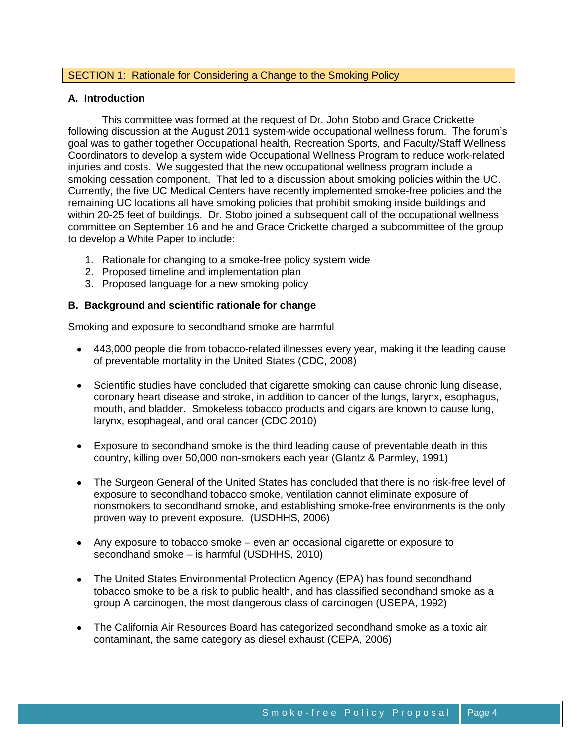## SECTION 1: Rationale for Considering a Change to the Smoking Policy

### A. Introduction

This committee was formed at the request of Dr. John Stobo and Grace Crickette following discussion at the August 2011 system-wide occupational wellness forum. The forum's goal was to gather together Occupational health, Recreation Sports, and Faculty/Staff Wellness Coordinators to develop a system wide Occupational Wellness Program to reduce work-related injuries and costs. We suggested that the new occupational wellness program include a smoking cessation component. That led to a discussion about smoking policies within the UC. Currently, the five UC Medical Centers have recently implemented smoke-free policies and the remaining UC locations all have smoking policies that prohibit smoking inside buildings and within 20-25 feet of buildings. Dr. Stobo joined a subsequent call of the occupational wellness committee on September 16 and he and Grace Crickette charged a subcommittee of the group to develop a White Paper to include:

1. Rationale for changing to a smoke-free policy system wide
2. Proposed timeline and implementation plan
3. Proposed language for a new smoking policy

### B. Background and scientific rationale for change

Smoking and exposure to secondhand smoke are harmful

- 443,000 people die from tobacco-related illnesses every year, making it the leading cause of preventable mortality in the United States (CDC, 2008)
- Scientific studies have concluded that cigarette smoking can cause chronic lung disease, coronary heart disease and stroke, in addition to cancer of the lungs, larynx, esophagus, mouth, and bladder. Smokeless tobacco products and cigars are known to cause lung, larynx, esophageal, and oral cancer (CDC 2010)
- Exposure to secondhand smoke is the third leading cause of preventable death in this country, killing over 50,000 non-smokers each year (Glantz & Parmley, 1991)
- The Surgeon General of the United States has concluded that there is no risk-free level of exposure to secondhand tobacco smoke, ventilation cannot eliminate exposure of nonsmokers to secondhand smoke, and establishing smoke-free environments is the only proven way to prevent exposure. (USDHHS, 2006)
- Any exposure to tobacco smoke – even an occasional cigarette or exposure to secondhand smoke – is harmful (USDHHS, 2010)
- The United States Environmental Protection Agency (EPA) has found secondhand tobacco smoke to be a risk to public health, and has classified secondhand smoke as a group A carcinogen, the most dangerous class of carcinogen (USEPA, 1992)
- The California Air Resources Board has categorized secondhand smoke as a toxic air contaminant, the same category as diesel exhaust (CEPA, 2006)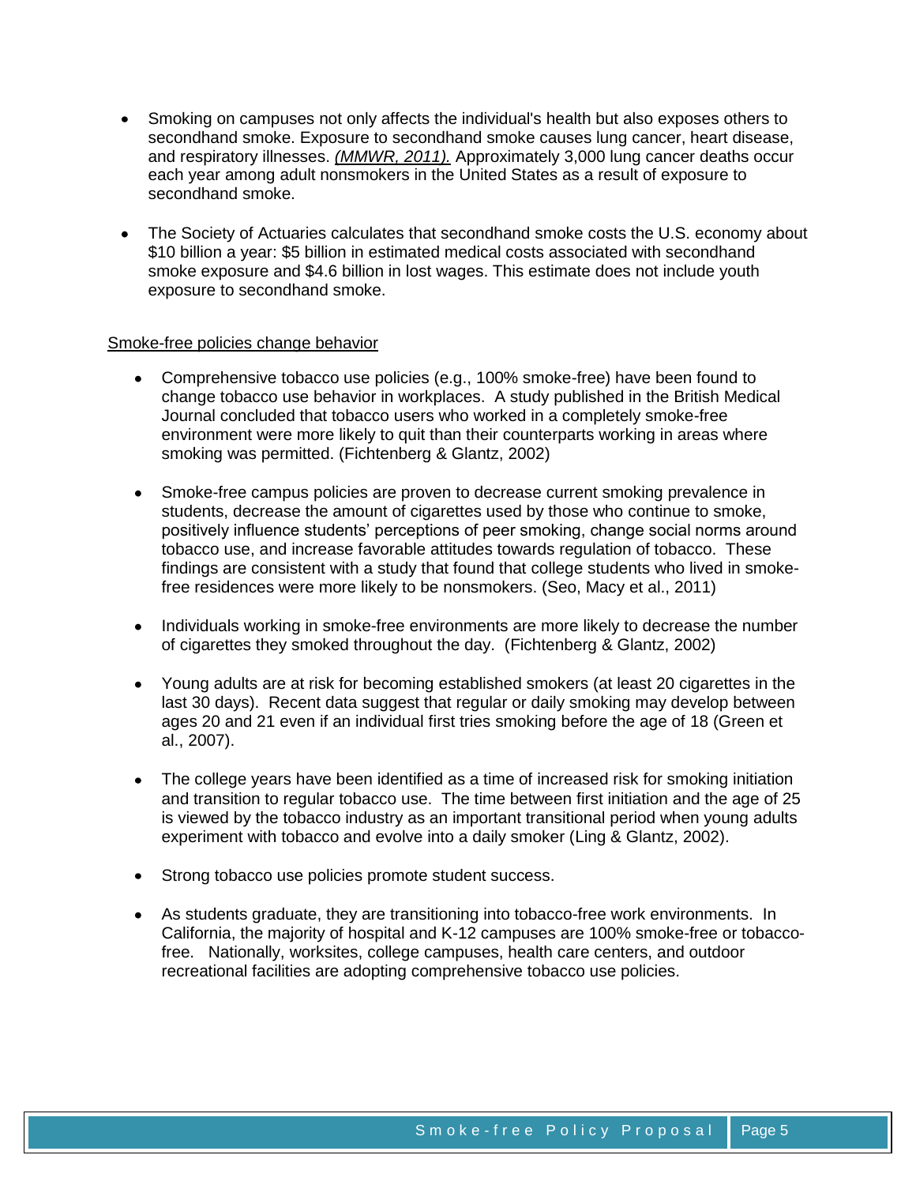- Smoking on campuses not only affects the individual's health but also exposes others to secondhand smoke. Exposure to secondhand smoke causes lung cancer, heart disease, and respiratory illnesses. *(MMWR, 2011).* Approximately 3,000 lung cancer deaths occur each year among adult nonsmokers in the United States as a result of exposure to secondhand smoke.

- The Society of Actuaries calculates that secondhand smoke costs the U.S. economy about $10 billion a year: $5 billion in estimated medical costs associated with secondhand smoke exposure and $4.6 billion in lost wages. This estimate does not include youth exposure to secondhand smoke.

Smoke-free policies change behavior

- Comprehensive tobacco use policies (e.g., 100% smoke-free) have been found to change tobacco use behavior in workplaces. A study published in the British Medical Journal concluded that tobacco users who worked in a completely smoke-free environment were more likely to quit than their counterparts working in areas where smoking was permitted. (Fichtenberg & Glantz, 2002)

- Smoke-free campus policies are proven to decrease current smoking prevalence in students, decrease the amount of cigarettes used by those who continue to smoke, positively influence students' perceptions of peer smoking, change social norms around tobacco use, and increase favorable attitudes towards regulation of tobacco. These findings are consistent with a study that found that college students who lived in smoke-free residences were more likely to be nonsmokers. (Seo, Macy et al., 2011)

- Individuals working in smoke-free environments are more likely to decrease the number of cigarettes they smoked throughout the day. (Fichtenberg & Glantz, 2002)

- Young adults are at risk for becoming established smokers (at least 20 cigarettes in the last 30 days). Recent data suggest that regular or daily smoking may develop between ages 20 and 21 even if an individual first tries smoking before the age of 18 (Green et al., 2007).

- The college years have been identified as a time of increased risk for smoking initiation and transition to regular tobacco use. The time between first initiation and the age of 25 is viewed by the tobacco industry as an important transitional period when young adults experiment with tobacco and evolve into a daily smoker (Ling & Glantz, 2002).

- Strong tobacco use policies promote student success.

- As students graduate, they are transitioning into tobacco-free work environments. In California, the majority of hospital and K-12 campuses are 100% smoke-free or tobacco-free. Nationally, worksites, college campuses, health care centers, and outdoor recreational facilities are adopting comprehensive tobacco use policies.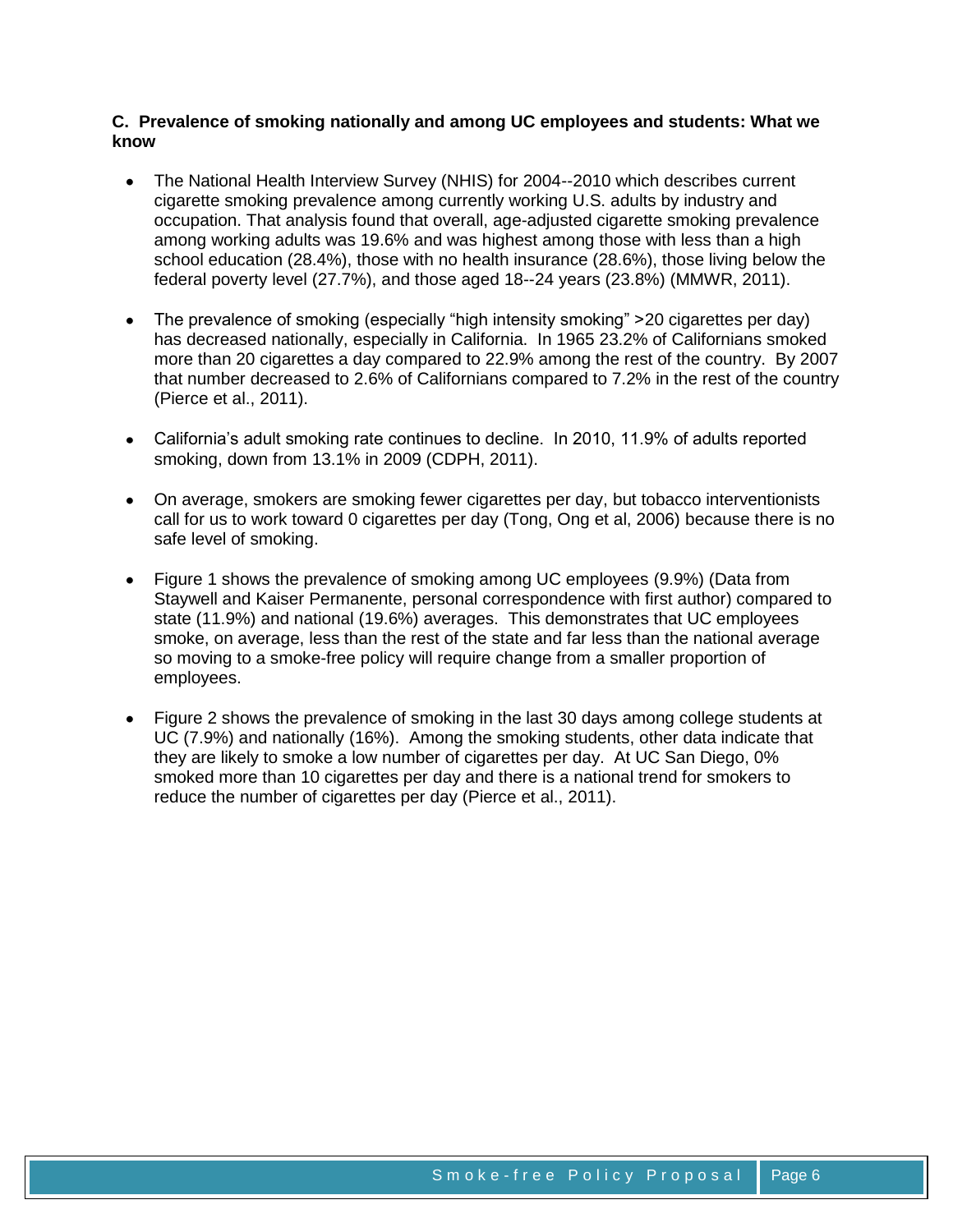**C. Prevalence of smoking nationally and among UC employees and students: What we know**

- The National Health Interview Survey (NHIS) for 2004--2010 which describes current cigarette smoking prevalence among currently working U.S. adults by industry and occupation. That analysis found that overall, age-adjusted cigarette smoking prevalence among working adults was 19.6% and was highest among those with less than a high school education (28.4%), those with no health insurance (28.6%), those living below the federal poverty level (27.7%), and those aged 18--24 years (23.8%) (MMWR, 2011).

- The prevalence of smoking (especially "high intensity smoking" >20 cigarettes per day) has decreased nationally, especially in California. In 1965 23.2% of Californians smoked more than 20 cigarettes a day compared to 22.9% among the rest of the country. By 2007 that number decreased to 2.6% of Californians compared to 7.2% in the rest of the country (Pierce et al., 2011).

- California's adult smoking rate continues to decline. In 2010, 11.9% of adults reported smoking, down from 13.1% in 2009 (CDPH, 2011).

- On average, smokers are smoking fewer cigarettes per day, but tobacco interventionists call for us to work toward 0 cigarettes per day (Tong, Ong et al, 2006) because there is no safe level of smoking.

- Figure 1 shows the prevalence of smoking among UC employees (9.9%) (Data from Staywell and Kaiser Permanente, personal correspondence with first author) compared to state (11.9%) and national (19.6%) averages. This demonstrates that UC employees smoke, on average, less than the rest of the state and far less than the national average so moving to a smoke-free policy will require change from a smaller proportion of employees.

- Figure 2 shows the prevalence of smoking in the last 30 days among college students at UC (7.9%) and nationally (16%). Among the smoking students, other data indicate that they are likely to smoke a low number of cigarettes per day. At UC San Diego, 0% smoked more than 10 cigarettes per day and there is a national trend for smokers to reduce the number of cigarettes per day (Pierce et al., 2011).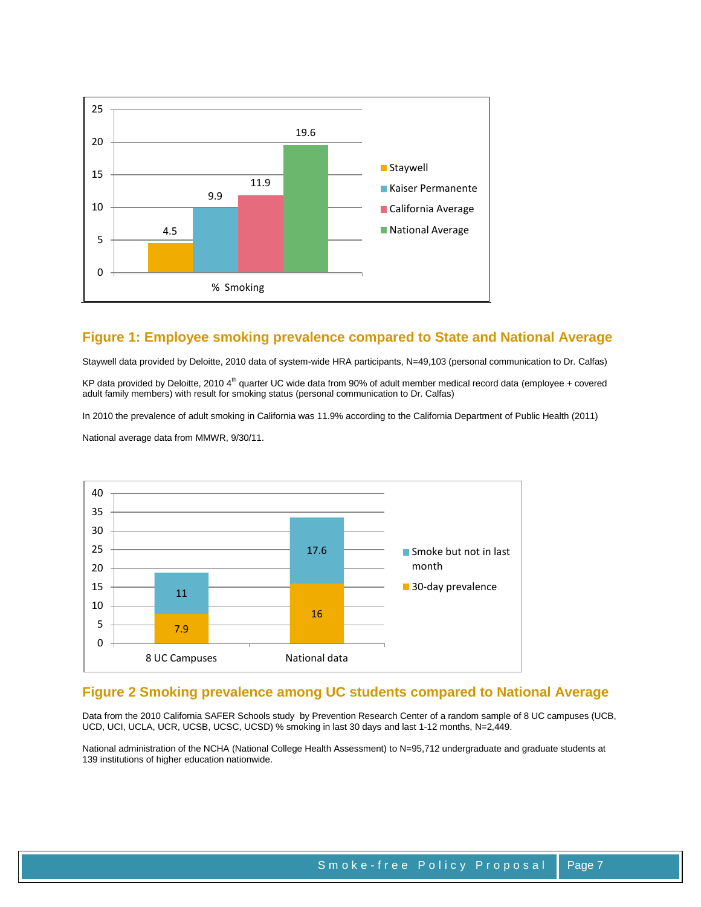## Figure 1: Employee smoking prevalence compared to State and National Average

Staywell data provided by Deloitte, 2010 data of system-wide HRA participants, N=49,103 (personal communication to Dr. Calfas)

KP data provided by Deloitte, 2010 4th quarter UC wide data from 90% of adult member medical record data (employee + covered adult family members) with result for smoking status (personal communication to Dr. Calfas)

In 2010 the prevalence of adult smoking in California was 11.9% according to the California Department of Public Health (2011)

National average data from MMWR, 9/30/11.

## Figure 2 Smoking prevalence among UC students compared to National Average

Data from the 2010 California SAFER Schools study by Prevention Research Center of a random sample of 8 UC campuses (UCB, UCD, UCI, UCLA, UCR, UCSB, UCSC, UCSD) % smoking in last 30 days and last 1-12 months, N=2,449.

National administration of the NCHA (National College Health Assessment) to N=95,712 undergraduate and graduate students at 139 institutions of higher education nationwide.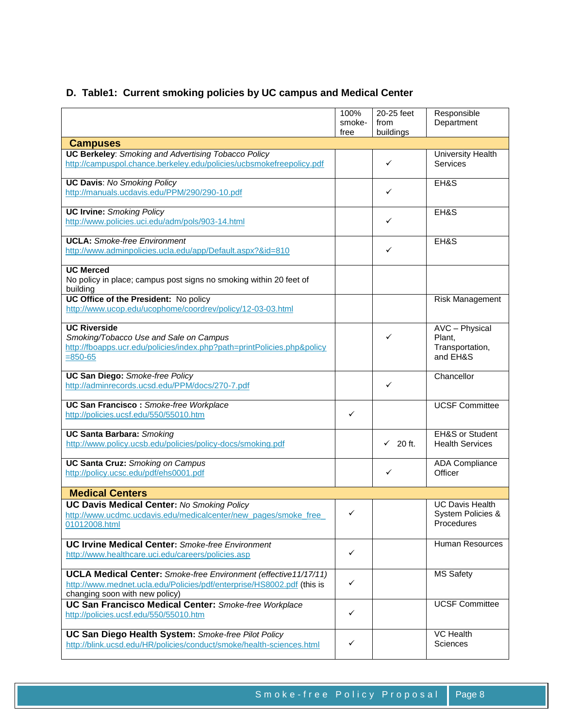## D. Table1: Current smoking policies by UC campus and Medical Center

| | 100% smoke-free | 20-25 feet from buildings | Responsible Department |
|---|---|---|---|
| **Campuses** | | | |
| **UC Berkeley**: *Smoking and Advertising Tobacco Policy* http://campuspol.chance.berkeley.edu/policies/ucbsmokefreepolicy.pdf | | ✓ | University Health Services |
| **UC Davis**: *No Smoking Policy* http://manuals.ucdavis.edu/PPM/290/290-10.pdf | | ✓ | EH&S |
| **UC Irvine:** *Smoking Policy* http://www.policies.uci.edu/adm/pols/903-14.html | | ✓ | EH&S |
| **UCLA:** *Smoke-free Environment* http://www.adminpolicies.ucla.edu/app/Default.aspx?&id=810 | | ✓ | EH&S |
| **UC Merced** No policy in place; campus post signs no smoking within 20 feet of building | | | |
| **UC Office of the President:** No policy http://www.ucop.edu/ucophome/coordrev/policy/12-03-03.html | | | Risk Management |
| **UC Riverside** *Smoking/Tobacco Use and Sale on Campus* http://fboapps.ucr.edu/policies/index.php?path=printPolicies.php&policy=850-65 | | ✓ | AVC – Physical Plant, Transportation, and EH&S |
| **UC San Diego:** *Smoke-free Policy* http://adminrecords.ucsd.edu/PPM/docs/270-7.pdf | | ✓ | Chancellor |
| **UC San Francisco :** *Smoke-free Workplace* http://policies.ucsf.edu/550/55010.htm | ✓ | | UCSF Committee |
| **UC Santa Barbara:** *Smoking* http://www.policy.ucsb.edu/policies/policy-docs/smoking.pdf | | ✓ 20 ft. | EH&S or Student Health Services |
| **UC Santa Cruz:** *Smoking on Campus* http://policy.ucsc.edu/pdf/ehs0001.pdf | | ✓ | ADA Compliance Officer |
| **Medical Centers** | | | |
| **UC Davis Medical Center:** *No Smoking Policy* http://www.ucdmc.ucdavis.edu/medicalcenter/new_pages/smoke_free_01012008.html | ✓ | | UC Davis Health System Policies & Procedures |
| **UC Irvine Medical Center:** *Smoke-free Environment* http://www.healthcare.uci.edu/careers/policies.asp | ✓ | | Human Resources |
| **UCLA Medical Center:** *Smoke-free Environment (effective11/17/11)* http://www.mednet.ucla.edu/Policies/pdf/enterprise/HS8002.pdf (this is changing soon with new policy) | ✓ | | MS Safety |
| **UC San Francisco Medical Center:** *Smoke-free Workplace* http://policies.ucsf.edu/550/55010.htm | ✓ | | UCSF Committee |
| **UC San Diego Health System:** *Smoke-free Pilot Policy* http://blink.ucsd.edu/HR/policies/conduct/smoke/health-sciences.html | ✓ | | VC Health Sciences |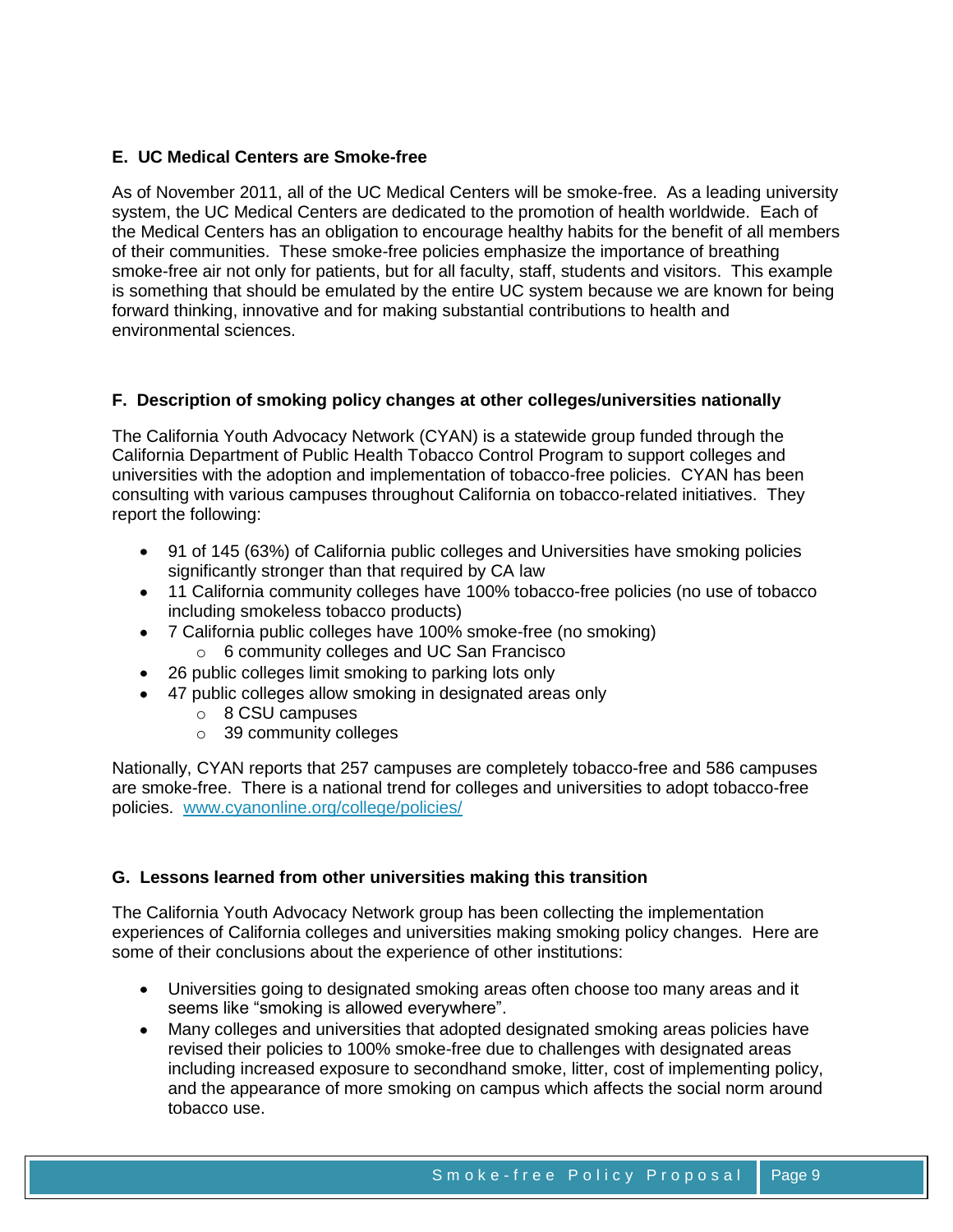### E. UC Medical Centers are Smoke-free

As of November 2011, all of the UC Medical Centers will be smoke-free. As a leading university system, the UC Medical Centers are dedicated to the promotion of health worldwide. Each of the Medical Centers has an obligation to encourage healthy habits for the benefit of all members of their communities. These smoke-free policies emphasize the importance of breathing smoke-free air not only for patients, but for all faculty, staff, students and visitors. This example is something that should be emulated by the entire UC system because we are known for being forward thinking, innovative and for making substantial contributions to health and environmental sciences.

### F. Description of smoking policy changes at other colleges/universities nationally

The California Youth Advocacy Network (CYAN) is a statewide group funded through the California Department of Public Health Tobacco Control Program to support colleges and universities with the adoption and implementation of tobacco-free policies. CYAN has been consulting with various campuses throughout California on tobacco-related initiatives. They report the following:

- 91 of 145 (63%) of California public colleges and Universities have smoking policies significantly stronger than that required by CA law
- 11 California community colleges have 100% tobacco-free policies (no use of tobacco including smokeless tobacco products)
- 7 California public colleges have 100% smoke-free (no smoking)
  - 6 community colleges and UC San Francisco
- 26 public colleges limit smoking to parking lots only
- 47 public colleges allow smoking in designated areas only
  - 8 CSU campuses
  - 39 community colleges

Nationally, CYAN reports that 257 campuses are completely tobacco-free and 586 campuses are smoke-free. There is a national trend for colleges and universities to adopt tobacco-free policies. www.cyanonline.org/college/policies/

### G. Lessons learned from other universities making this transition

The California Youth Advocacy Network group has been collecting the implementation experiences of California colleges and universities making smoking policy changes. Here are some of their conclusions about the experience of other institutions:

- Universities going to designated smoking areas often choose too many areas and it seems like "smoking is allowed everywhere".
- Many colleges and universities that adopted designated smoking areas policies have revised their policies to 100% smoke-free due to challenges with designated areas including increased exposure to secondhand smoke, litter, cost of implementing policy, and the appearance of more smoking on campus which affects the social norm around tobacco use.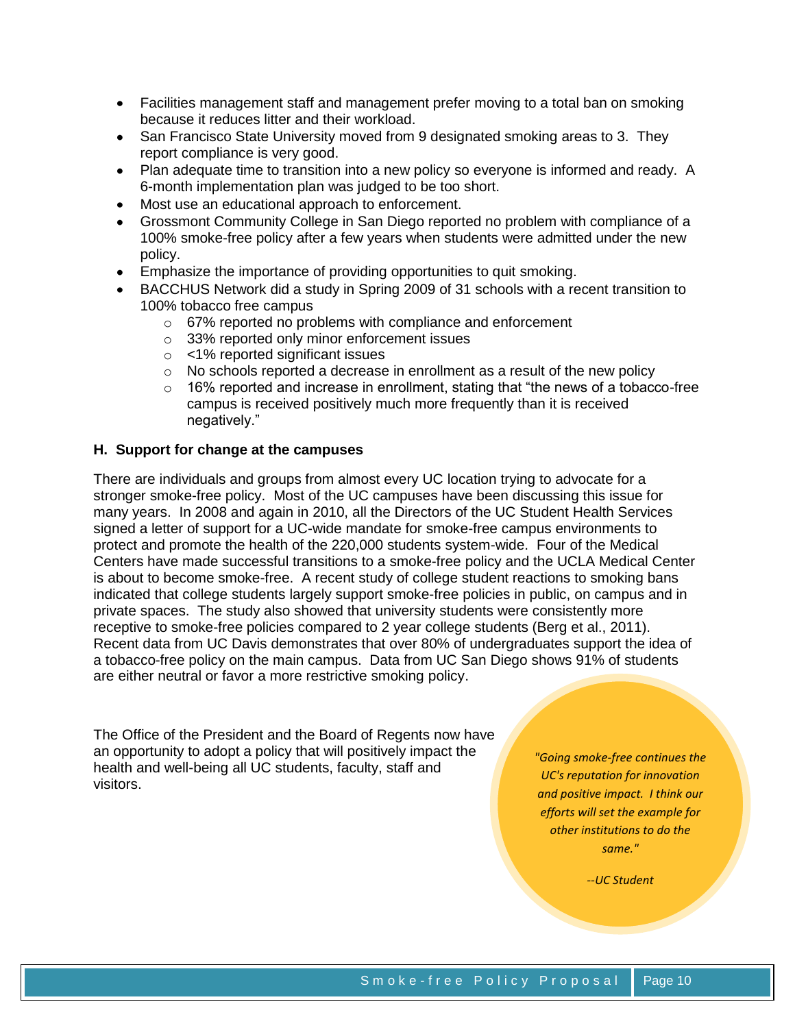- Facilities management staff and management prefer moving to a total ban on smoking because it reduces litter and their workload.
- San Francisco State University moved from 9 designated smoking areas to 3. They report compliance is very good.
- Plan adequate time to transition into a new policy so everyone is informed and ready. A 6-month implementation plan was judged to be too short.
- Most use an educational approach to enforcement.
- Grossmont Community College in San Diego reported no problem with compliance of a 100% smoke-free policy after a few years when students were admitted under the new policy.
- Emphasize the importance of providing opportunities to quit smoking.
- BACCHUS Network did a study in Spring 2009 of 31 schools with a recent transition to 100% tobacco free campus
    - 67% reported no problems with compliance and enforcement
    - 33% reported only minor enforcement issues
    - <1% reported significant issues
    - No schools reported a decrease in enrollment as a result of the new policy
    - 16% reported and increase in enrollment, stating that "the news of a tobacco-free campus is received positively much more frequently than it is received negatively."

**H. Support for change at the campuses**

There are individuals and groups from almost every UC location trying to advocate for a stronger smoke-free policy. Most of the UC campuses have been discussing this issue for many years. In 2008 and again in 2010, all the Directors of the UC Student Health Services signed a letter of support for a UC-wide mandate for smoke-free campus environments to protect and promote the health of the 220,000 students system-wide. Four of the Medical Centers have made successful transitions to a smoke-free policy and the UCLA Medical Center is about to become smoke-free. A recent study of college student reactions to smoking bans indicated that college students largely support smoke-free policies in public, on campus and in private spaces. The study also showed that university students were consistently more receptive to smoke-free policies compared to 2 year college students (Berg et al., 2011). Recent data from UC Davis demonstrates that over 80% of undergraduates support the idea of a tobacco-free policy on the main campus. Data from UC San Diego shows 91% of students are either neutral or favor a more restrictive smoking policy.

The Office of the President and the Board of Regents now have an opportunity to adopt a policy that will positively impact the health and well-being all UC students, faculty, staff and visitors.

*"Going smoke-free continues the UC's reputation for innovation and positive impact. I think our efforts will set the example for other institutions to do the same."*

*--UC Student*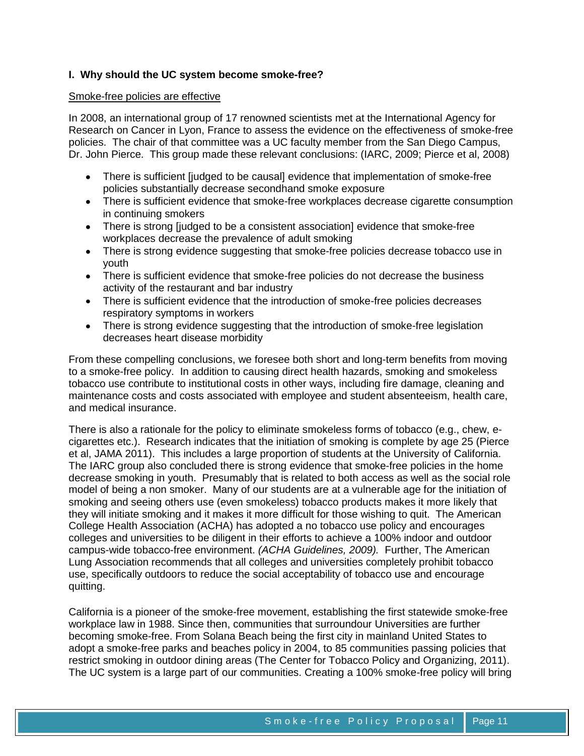## I. Why should the UC system become smoke-free?

<u>Smoke-free policies are effective</u>

In 2008, an international group of 17 renowned scientists met at the International Agency for Research on Cancer in Lyon, France to assess the evidence on the effectiveness of smoke-free policies. The chair of that committee was a UC faculty member from the San Diego Campus, Dr. John Pierce. This group made these relevant conclusions: (IARC, 2009; Pierce et al, 2008)

- There is sufficient [judged to be causal] evidence that implementation of smoke-free policies substantially decrease secondhand smoke exposure
- There is sufficient evidence that smoke-free workplaces decrease cigarette consumption in continuing smokers
- There is strong [judged to be a consistent association] evidence that smoke-free workplaces decrease the prevalence of adult smoking
- There is strong evidence suggesting that smoke-free policies decrease tobacco use in youth
- There is sufficient evidence that smoke-free policies do not decrease the business activity of the restaurant and bar industry
- There is sufficient evidence that the introduction of smoke-free policies decreases respiratory symptoms in workers
- There is strong evidence suggesting that the introduction of smoke-free legislation decreases heart disease morbidity

From these compelling conclusions, we foresee both short and long-term benefits from moving to a smoke-free policy. In addition to causing direct health hazards, smoking and smokeless tobacco use contribute to institutional costs in other ways, including fire damage, cleaning and maintenance costs and costs associated with employee and student absenteeism, health care, and medical insurance.

There is also a rationale for the policy to eliminate smokeless forms of tobacco (e.g., chew, e-cigarettes etc.). Research indicates that the initiation of smoking is complete by age 25 (Pierce et al, JAMA 2011). This includes a large proportion of students at the University of California. The IARC group also concluded there is strong evidence that smoke-free policies in the home decrease smoking in youth. Presumably that is related to both access as well as the social role model of being a non smoker. Many of our students are at a vulnerable age for the initiation of smoking and seeing others use (even smokeless) tobacco products makes it more likely that they will initiate smoking and it makes it more difficult for those wishing to quit. The American College Health Association (ACHA) has adopted a no tobacco use policy and encourages colleges and universities to be diligent in their efforts to achieve a 100% indoor and outdoor campus-wide tobacco-free environment. *(ACHA Guidelines, 2009).* Further, The American Lung Association recommends that all colleges and universities completely prohibit tobacco use, specifically outdoors to reduce the social acceptability of tobacco use and encourage quitting.

California is a pioneer of the smoke-free movement, establishing the first statewide smoke-free workplace law in 1988. Since then, communities that surroundour Universities are further becoming smoke-free. From Solana Beach being the first city in mainland United States to adopt a smoke-free parks and beaches policy in 2004, to 85 communities passing policies that restrict smoking in outdoor dining areas (The Center for Tobacco Policy and Organizing, 2011). The UC system is a large part of our communities. Creating a 100% smoke-free policy will bring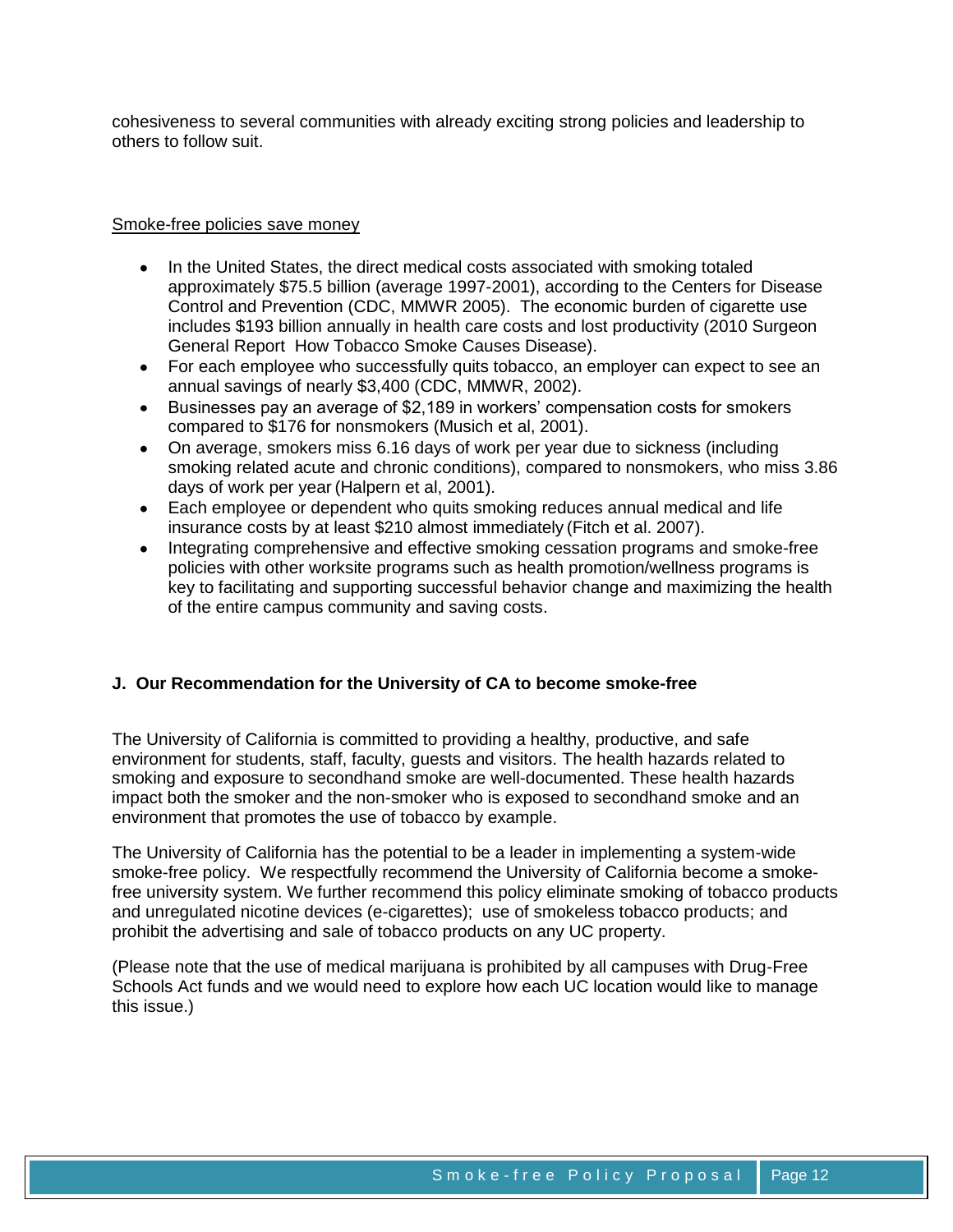cohesiveness to several communities with already exciting strong policies and leadership to others to follow suit.

Smoke-free policies save money

- In the United States, the direct medical costs associated with smoking totaled approximately $75.5 billion (average 1997-2001), according to the Centers for Disease Control and Prevention (CDC, MMWR 2005). The economic burden of cigarette use includes $193 billion annually in health care costs and lost productivity (2010 Surgeon General Report How Tobacco Smoke Causes Disease).
- For each employee who successfully quits tobacco, an employer can expect to see an annual savings of nearly $3,400 (CDC, MMWR, 2002).
- Businesses pay an average of $2,189 in workers' compensation costs for smokers compared to $176 for nonsmokers (Musich et al, 2001).
- On average, smokers miss 6.16 days of work per year due to sickness (including smoking related acute and chronic conditions), compared to nonsmokers, who miss 3.86 days of work per year (Halpern et al, 2001).
- Each employee or dependent who quits smoking reduces annual medical and life insurance costs by at least $210 almost immediately (Fitch et al. 2007).
- Integrating comprehensive and effective smoking cessation programs and smoke-free policies with other worksite programs such as health promotion/wellness programs is key to facilitating and supporting successful behavior change and maximizing the health of the entire campus community and saving costs.

**J. Our Recommendation for the University of CA to become smoke-free**

The University of California is committed to providing a healthy, productive, and safe environment for students, staff, faculty, guests and visitors. The health hazards related to smoking and exposure to secondhand smoke are well-documented. These health hazards impact both the smoker and the non-smoker who is exposed to secondhand smoke and an environment that promotes the use of tobacco by example.

The University of California has the potential to be a leader in implementing a system-wide smoke-free policy. We respectfully recommend the University of California become a smoke-free university system. We further recommend this policy eliminate smoking of tobacco products and unregulated nicotine devices (e-cigarettes); use of smokeless tobacco products; and prohibit the advertising and sale of tobacco products on any UC property.

(Please note that the use of medical marijuana is prohibited by all campuses with Drug-Free Schools Act funds and we would need to explore how each UC location would like to manage this issue.)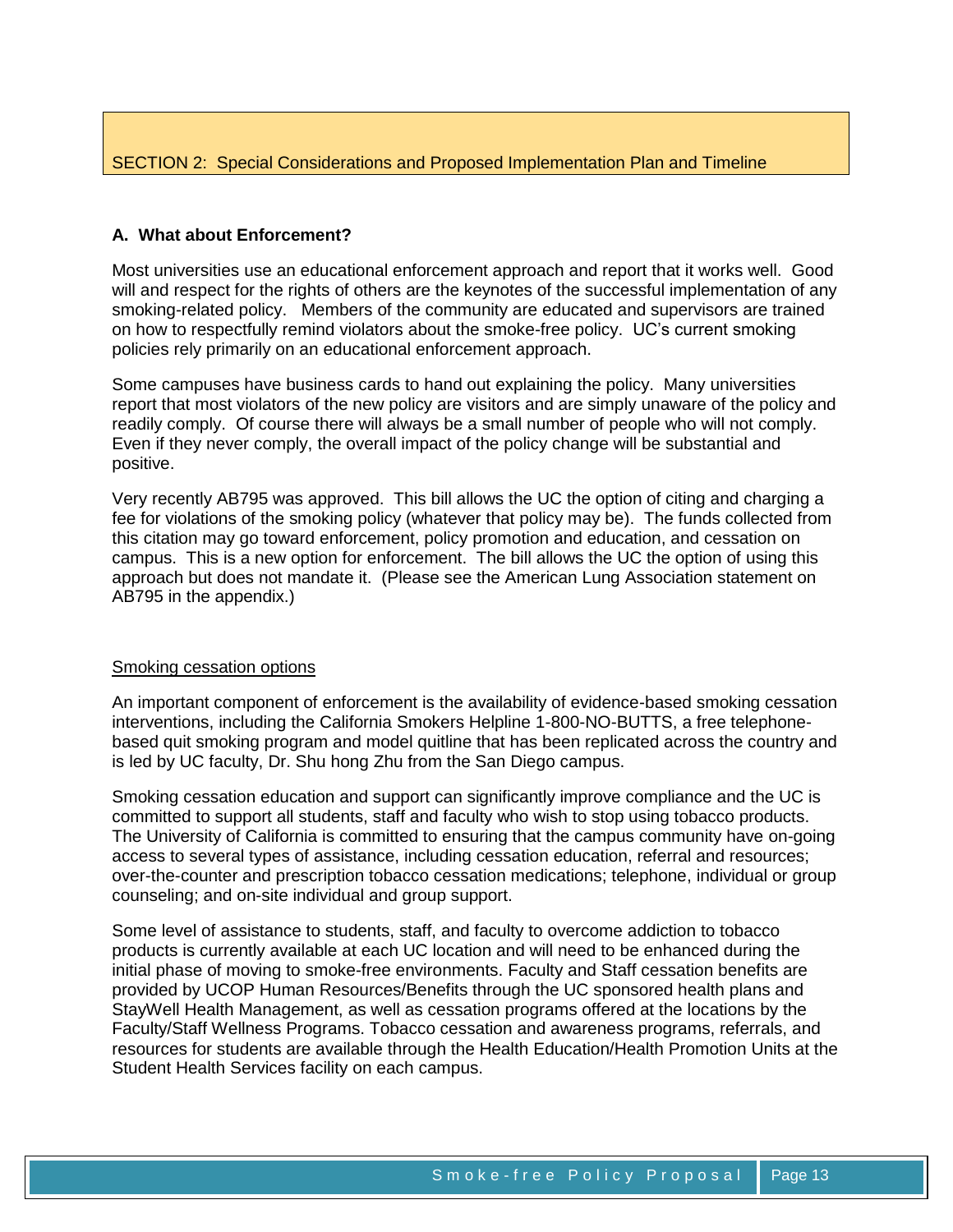## SECTION 2: Special Considerations and Proposed Implementation Plan and Timeline

### A. What about Enforcement?

Most universities use an educational enforcement approach and report that it works well. Good will and respect for the rights of others are the keynotes of the successful implementation of any smoking-related policy. Members of the community are educated and supervisors are trained on how to respectfully remind violators about the smoke-free policy. UC's current smoking policies rely primarily on an educational enforcement approach.

Some campuses have business cards to hand out explaining the policy. Many universities report that most violators of the new policy are visitors and are simply unaware of the policy and readily comply. Of course there will always be a small number of people who will not comply. Even if they never comply, the overall impact of the policy change will be substantial and positive.

Very recently AB795 was approved. This bill allows the UC the option of citing and charging a fee for violations of the smoking policy (whatever that policy may be). The funds collected from this citation may go toward enforcement, policy promotion and education, and cessation on campus. This is a new option for enforcement. The bill allows the UC the option of using this approach but does not mandate it. (Please see the American Lung Association statement on AB795 in the appendix.)

<u>Smoking cessation options</u>

An important component of enforcement is the availability of evidence-based smoking cessation interventions, including the California Smokers Helpline 1-800-NO-BUTTS, a free telephone-based quit smoking program and model quitline that has been replicated across the country and is led by UC faculty, Dr. Shu hong Zhu from the San Diego campus.

Smoking cessation education and support can significantly improve compliance and the UC is committed to support all students, staff and faculty who wish to stop using tobacco products. The University of California is committed to ensuring that the campus community have on-going access to several types of assistance, including cessation education, referral and resources; over-the-counter and prescription tobacco cessation medications; telephone, individual or group counseling; and on-site individual and group support.

Some level of assistance to students, staff, and faculty to overcome addiction to tobacco products is currently available at each UC location and will need to be enhanced during the initial phase of moving to smoke-free environments. Faculty and Staff cessation benefits are provided by UCOP Human Resources/Benefits through the UC sponsored health plans and StayWell Health Management, as well as cessation programs offered at the locations by the Faculty/Staff Wellness Programs. Tobacco cessation and awareness programs, referrals, and resources for students are available through the Health Education/Health Promotion Units at the Student Health Services facility on each campus.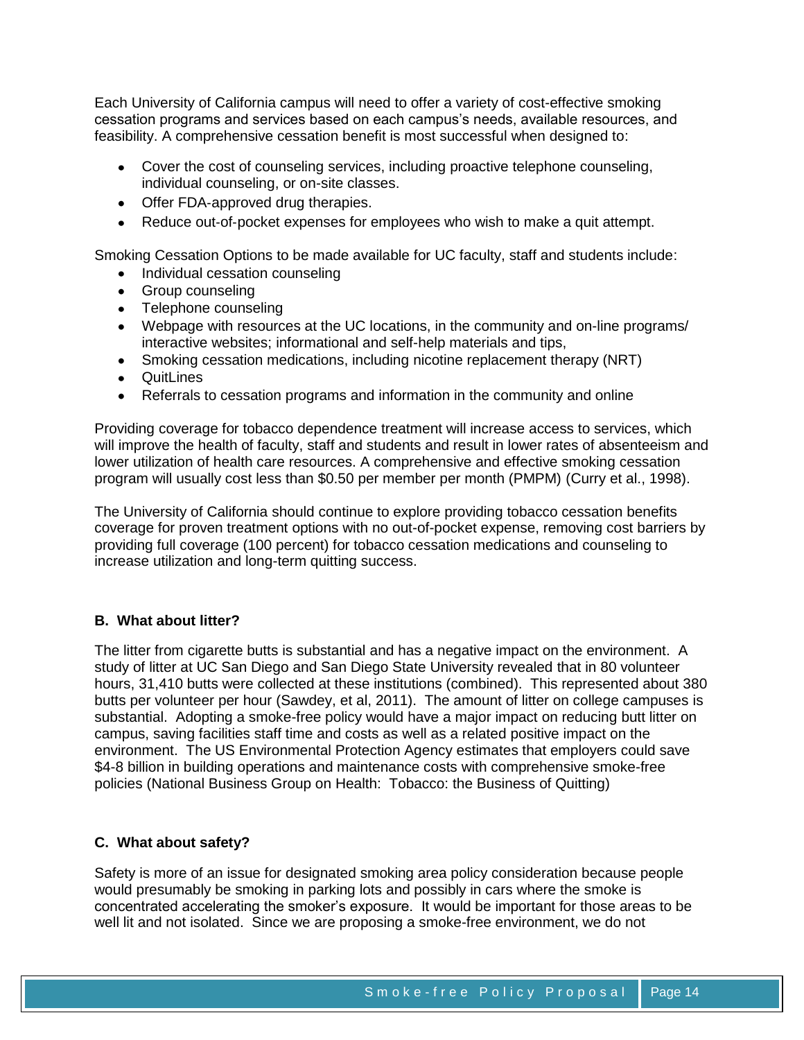Each University of California campus will need to offer a variety of cost-effective smoking cessation programs and services based on each campus's needs, available resources, and feasibility. A comprehensive cessation benefit is most successful when designed to:

- Cover the cost of counseling services, including proactive telephone counseling, individual counseling, or on-site classes.
- Offer FDA-approved drug therapies.
- Reduce out-of-pocket expenses for employees who wish to make a quit attempt.

Smoking Cessation Options to be made available for UC faculty, staff and students include:

- Individual cessation counseling
- Group counseling
- Telephone counseling
- Webpage with resources at the UC locations, in the community and on-line programs/ interactive websites; informational and self-help materials and tips,
- Smoking cessation medications, including nicotine replacement therapy (NRT)
- QuitLines
- Referrals to cessation programs and information in the community and online

Providing coverage for tobacco dependence treatment will increase access to services, which will improve the health of faculty, staff and students and result in lower rates of absenteeism and lower utilization of health care resources. A comprehensive and effective smoking cessation program will usually cost less than $0.50 per member per month (PMPM) (Curry et al., 1998).

The University of California should continue to explore providing tobacco cessation benefits coverage for proven treatment options with no out-of-pocket expense, removing cost barriers by providing full coverage (100 percent) for tobacco cessation medications and counseling to increase utilization and long-term quitting success.

### B. What about litter?

The litter from cigarette butts is substantial and has a negative impact on the environment. A study of litter at UC San Diego and San Diego State University revealed that in 80 volunteer hours, 31,410 butts were collected at these institutions (combined). This represented about 380 butts per volunteer per hour (Sawdey, et al, 2011). The amount of litter on college campuses is substantial. Adopting a smoke-free policy would have a major impact on reducing butt litter on campus, saving facilities staff time and costs as well as a related positive impact on the environment. The US Environmental Protection Agency estimates that employers could save $4-8 billion in building operations and maintenance costs with comprehensive smoke-free policies (National Business Group on Health: Tobacco: the Business of Quitting)

### C. What about safety?

Safety is more of an issue for designated smoking area policy consideration because people would presumably be smoking in parking lots and possibly in cars where the smoke is concentrated accelerating the smoker's exposure. It would be important for those areas to be well lit and not isolated. Since we are proposing a smoke-free environment, we do not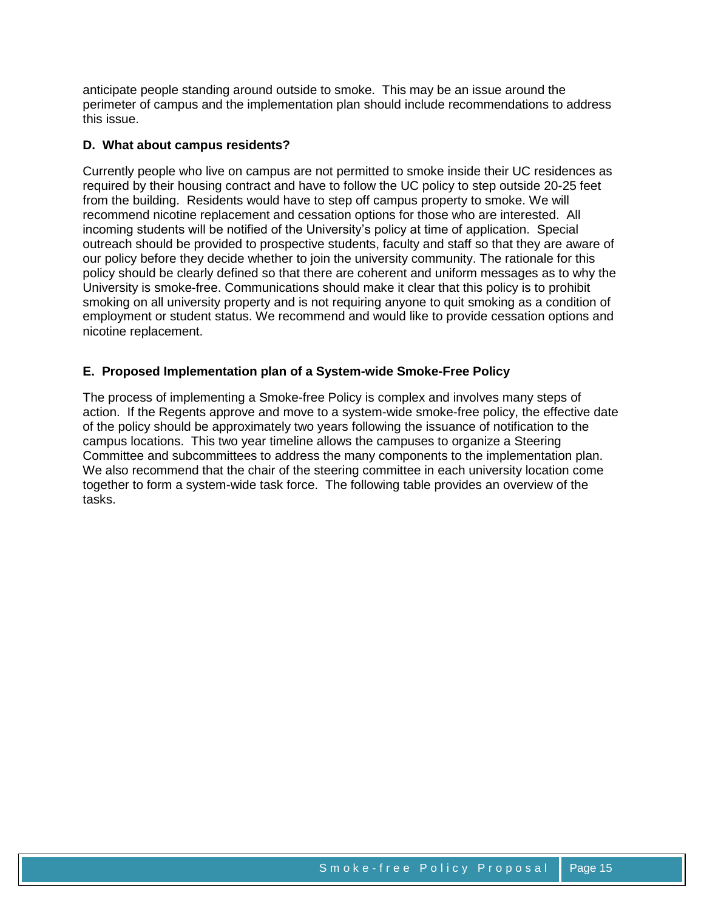anticipate people standing around outside to smoke. This may be an issue around the perimeter of campus and the implementation plan should include recommendations to address this issue.

### D. What about campus residents?

Currently people who live on campus are not permitted to smoke inside their UC residences as required by their housing contract and have to follow the UC policy to step outside 20-25 feet from the building. Residents would have to step off campus property to smoke. We will recommend nicotine replacement and cessation options for those who are interested. All incoming students will be notified of the University's policy at time of application. Special outreach should be provided to prospective students, faculty and staff so that they are aware of our policy before they decide whether to join the university community. The rationale for this policy should be clearly defined so that there are coherent and uniform messages as to why the University is smoke-free. Communications should make it clear that this policy is to prohibit smoking on all university property and is not requiring anyone to quit smoking as a condition of employment or student status. We recommend and would like to provide cessation options and nicotine replacement.

### E. Proposed Implementation plan of a System-wide Smoke-Free Policy

The process of implementing a Smoke-free Policy is complex and involves many steps of action. If the Regents approve and move to a system-wide smoke-free policy, the effective date of the policy should be approximately two years following the issuance of notification to the campus locations. This two year timeline allows the campuses to organize a Steering Committee and subcommittees to address the many components to the implementation plan. We also recommend that the chair of the steering committee in each university location come together to form a system-wide task force. The following table provides an overview of the tasks.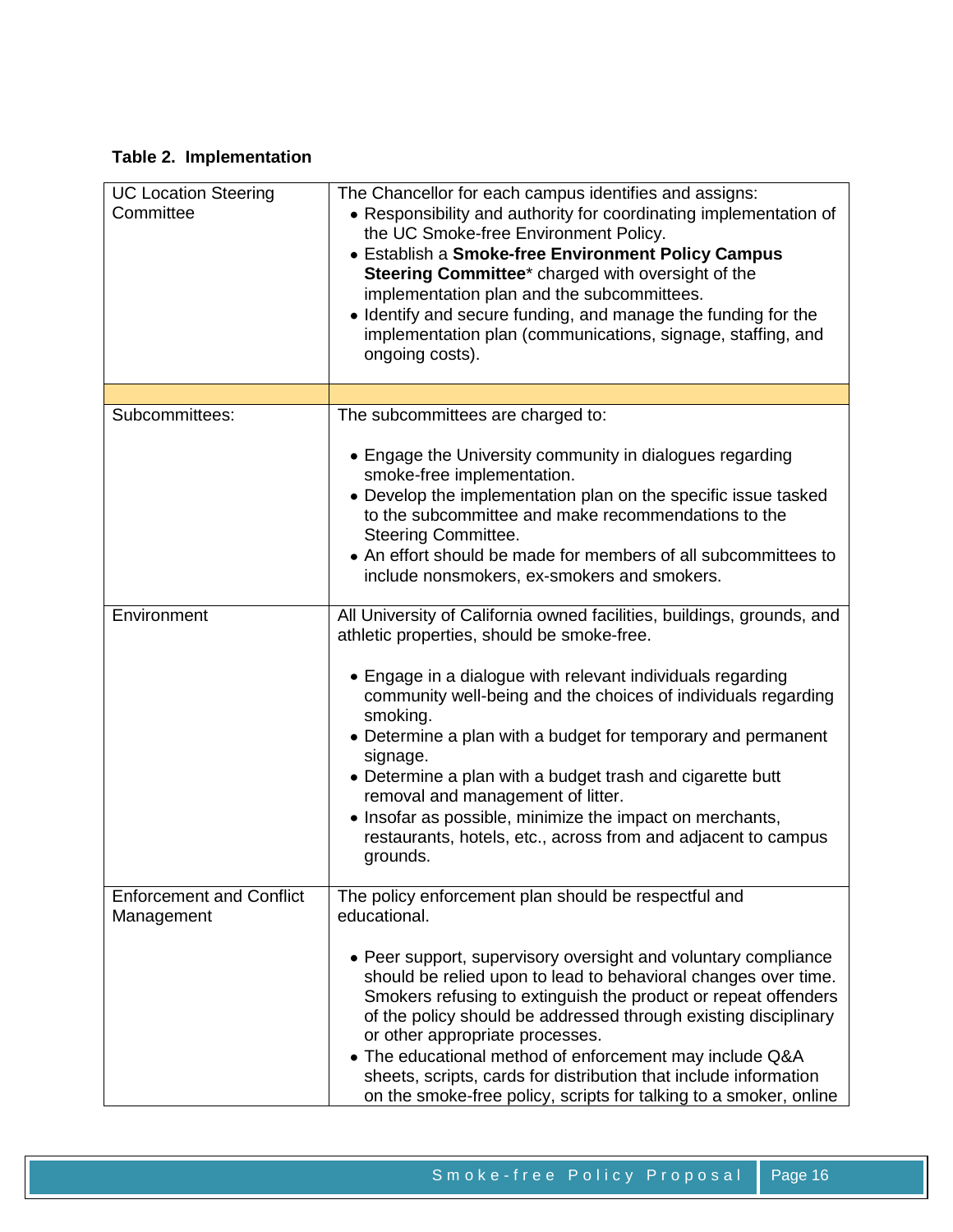**Table 2. Implementation**

| | |
|---|---|
| UC Location Steering Committee | The Chancellor for each campus identifies and assigns:<br>• Responsibility and authority for coordinating implementation of the UC Smoke-free Environment Policy.<br>• Establish a **Smoke-free Environment Policy Campus Steering Committee*** charged with oversight of the implementation plan and the subcommittees.<br>• Identify and secure funding, and manage the funding for the implementation plan (communications, signage, staffing, and ongoing costs). |
| | |
| Subcommittees: | The subcommittees are charged to:<br>• Engage the University community in dialogues regarding smoke-free implementation.<br>• Develop the implementation plan on the specific issue tasked to the subcommittee and make recommendations to the Steering Committee.<br>• An effort should be made for members of all subcommittees to include nonsmokers, ex-smokers and smokers. |
| Environment | All University of California owned facilities, buildings, grounds, and athletic properties, should be smoke-free.<br>• Engage in a dialogue with relevant individuals regarding community well-being and the choices of individuals regarding smoking.<br>• Determine a plan with a budget for temporary and permanent signage.<br>• Determine a plan with a budget trash and cigarette butt removal and management of litter.<br>• Insofar as possible, minimize the impact on merchants, restaurants, hotels, etc., across from and adjacent to campus grounds. |
| Enforcement and Conflict Management | The policy enforcement plan should be respectful and educational.<br>• Peer support, supervisory oversight and voluntary compliance should be relied upon to lead to behavioral changes over time. Smokers refusing to extinguish the product or repeat offenders of the policy should be addressed through existing disciplinary or other appropriate processes.<br>• The educational method of enforcement may include Q&A sheets, scripts, cards for distribution that include information on the smoke-free policy, scripts for talking to a smoker, online |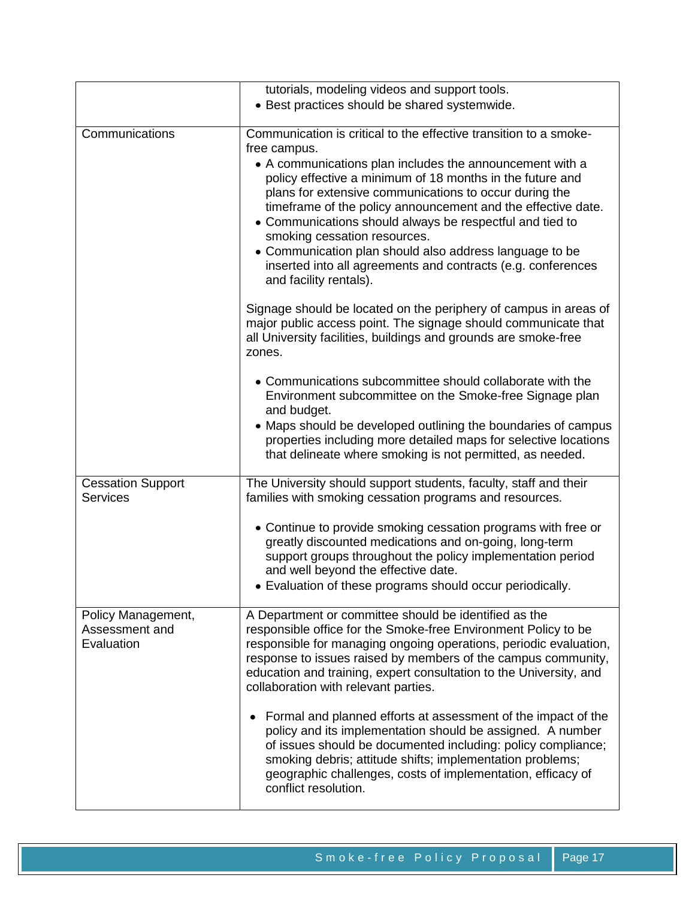| | |
|---|---|
| | tutorials, modeling videos and support tools.<br>• Best practices should be shared systemwide. |
| Communications | Communication is critical to the effective transition to a smoke-free campus.<br>• A communications plan includes the announcement with a policy effective a minimum of 18 months in the future and plans for extensive communications to occur during the timeframe of the policy announcement and the effective date.<br>• Communications should always be respectful and tied to smoking cessation resources.<br>• Communication plan should also address language to be inserted into all agreements and contracts (e.g. conferences and facility rentals).<br><br>Signage should be located on the periphery of campus in areas of major public access point. The signage should communicate that all University facilities, buildings and grounds are smoke-free zones.<br><br>• Communications subcommittee should collaborate with the Environment subcommittee on the Smoke-free Signage plan and budget.<br>• Maps should be developed outlining the boundaries of campus properties including more detailed maps for selective locations that delineate where smoking is not permitted, as needed. |
| Cessation Support Services | The University should support students, faculty, staff and their families with smoking cessation programs and resources.<br><br>• Continue to provide smoking cessation programs with free or greatly discounted medications and on-going, long-term support groups throughout the policy implementation period and well beyond the effective date.<br>• Evaluation of these programs should occur periodically. |
| Policy Management, Assessment and Evaluation | A Department or committee should be identified as the responsible office for the Smoke-free Environment Policy to be responsible for managing ongoing operations, periodic evaluation, response to issues raised by members of the campus community, education and training, expert consultation to the University, and collaboration with relevant parties.<br><br>• Formal and planned efforts at assessment of the impact of the policy and its implementation should be assigned. A number of issues should be documented including: policy compliance; smoking debris; attitude shifts; implementation problems; geographic challenges, costs of implementation, efficacy of conflict resolution. |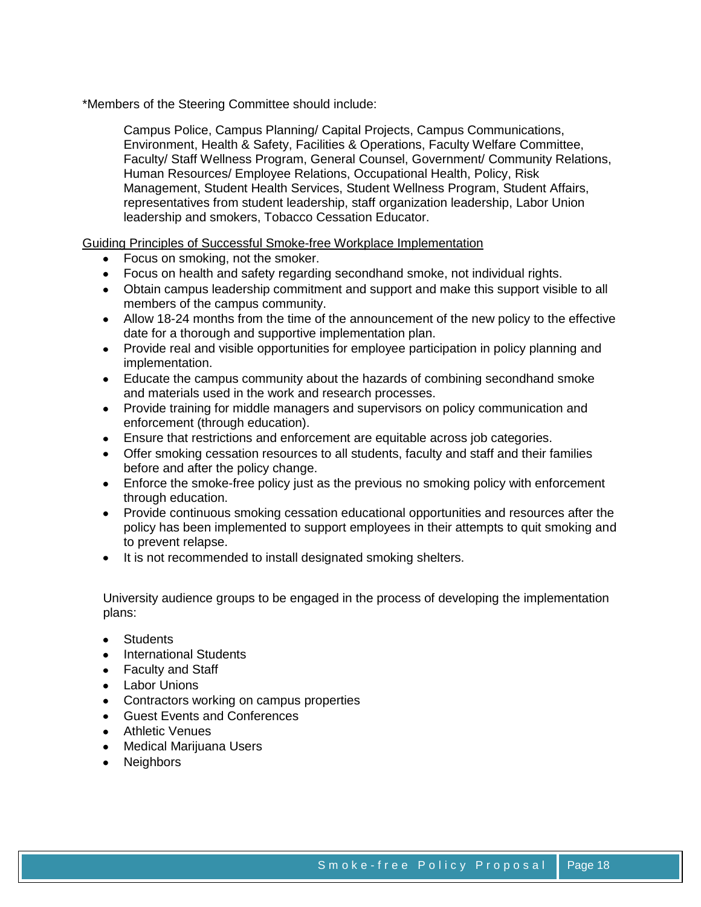*Members of the Steering Committee should include:

> Campus Police, Campus Planning/ Capital Projects, Campus Communications, Environment, Health & Safety, Facilities & Operations, Faculty Welfare Committee, Faculty/ Staff Wellness Program, General Counsel, Government/ Community Relations, Human Resources/ Employee Relations, Occupational Health, Policy, Risk Management, Student Health Services, Student Wellness Program, Student Affairs, representatives from student leadership, staff organization leadership, Labor Union leadership and smokers, Tobacco Cessation Educator.

<u>Guiding Principles of Successful Smoke-free Workplace Implementation</u>

- Focus on smoking, not the smoker.
- Focus on health and safety regarding secondhand smoke, not individual rights.
- Obtain campus leadership commitment and support and make this support visible to all members of the campus community.
- Allow 18-24 months from the time of the announcement of the new policy to the effective date for a thorough and supportive implementation plan.
- Provide real and visible opportunities for employee participation in policy planning and implementation.
- Educate the campus community about the hazards of combining secondhand smoke and materials used in the work and research processes.
- Provide training for middle managers and supervisors on policy communication and enforcement (through education).
- Ensure that restrictions and enforcement are equitable across job categories.
- Offer smoking cessation resources to all students, faculty and staff and their families before and after the policy change.
- Enforce the smoke-free policy just as the previous no smoking policy with enforcement through education.
- Provide continuous smoking cessation educational opportunities and resources after the policy has been implemented to support employees in their attempts to quit smoking and to prevent relapse.
- It is not recommended to install designated smoking shelters.

University audience groups to be engaged in the process of developing the implementation plans:

- Students
- International Students
- Faculty and Staff
- Labor Unions
- Contractors working on campus properties
- Guest Events and Conferences
- Athletic Venues
- Medical Marijuana Users
- Neighbors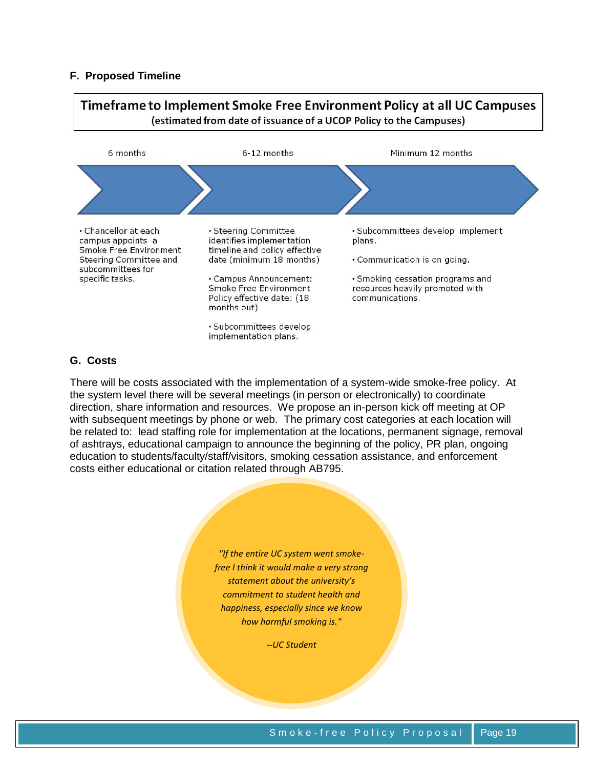### F. Proposed Timeline

**Timeframe to Implement Smoke Free Environment Policy at all UC Campuses**
**(estimated from date of issuance of a UCOP Policy to the Campuses)**

| 6 months | 6-12 months | Minimum 12 months |
| --- | --- | --- |
| • Chancellor at each campus appoints a Smoke Free Environment Steering Committee and subcommittees for specific tasks. | • Steering Committee identifies implementation timeline and policy effective date (minimum 18 months)<br><br>• Campus Announcement: Smoke Free Environment Policy effective date: (18 months out)<br><br>• Subcommittees develop implementation plans. | • Subcommittees develop implement plans.<br><br>• Communication is on going.<br><br>• Smoking cessation programs and resources heavily promoted with communications. |

### G. Costs

There will be costs associated with the implementation of a system-wide smoke-free policy. At the system level there will be several meetings (in person or electronically) to coordinate direction, share information and resources. We propose an in-person kick off meeting at OP with subsequent meetings by phone or web. The primary cost categories at each location will be related to: lead staffing role for implementation at the locations, permanent signage, removal of ashtrays, educational campaign to announce the beginning of the policy, PR plan, ongoing education to students/faculty/staff/visitors, smoking cessation assistance, and enforcement costs either educational or citation related through AB795.

> *"If the entire UC system went smoke-free I think it would make a very strong statement about the university's commitment to student health and happiness, especially since we know how harmful smoking is."*
>
> *--UC Student*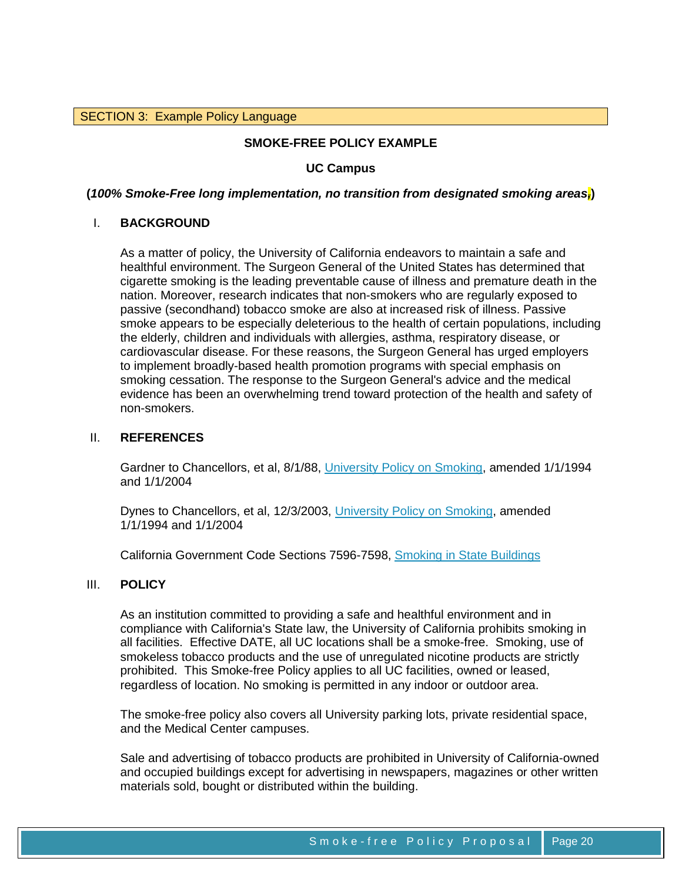## SECTION 3: Example Policy Language

**SMOKE-FREE POLICY EXAMPLE**

**UC Campus**

**(*100% Smoke-Free long implementation, no transition from designated smoking areas,*)**

### I. BACKGROUND

As a matter of policy, the University of California endeavors to maintain a safe and healthful environment. The Surgeon General of the United States has determined that cigarette smoking is the leading preventable cause of illness and premature death in the nation. Moreover, research indicates that non-smokers who are regularly exposed to passive (secondhand) tobacco smoke are also at increased risk of illness. Passive smoke appears to be especially deleterious to the health of certain populations, including the elderly, children and individuals with allergies, asthma, respiratory disease, or cardiovascular disease. For these reasons, the Surgeon General has urged employers to implement broadly-based health promotion programs with special emphasis on smoking cessation. The response to the Surgeon General's advice and the medical evidence has been an overwhelming trend toward protection of the health and safety of non-smokers.

### II. REFERENCES

Gardner to Chancellors, et al, 8/1/88, University Policy on Smoking, amended 1/1/1994 and 1/1/2004

Dynes to Chancellors, et al, 12/3/2003, University Policy on Smoking, amended 1/1/1994 and 1/1/2004

California Government Code Sections 7596-7598, Smoking in State Buildings

### III. POLICY

As an institution committed to providing a safe and healthful environment and in compliance with California's State law, the University of California prohibits smoking in all facilities. Effective DATE, all UC locations shall be a smoke-free. Smoking, use of smokeless tobacco products and the use of unregulated nicotine products are strictly prohibited. This Smoke-free Policy applies to all UC facilities, owned or leased, regardless of location. No smoking is permitted in any indoor or outdoor area.

The smoke-free policy also covers all University parking lots, private residential space, and the Medical Center campuses.

Sale and advertising of tobacco products are prohibited in University of California-owned and occupied buildings except for advertising in newspapers, magazines or other written materials sold, bought or distributed within the building.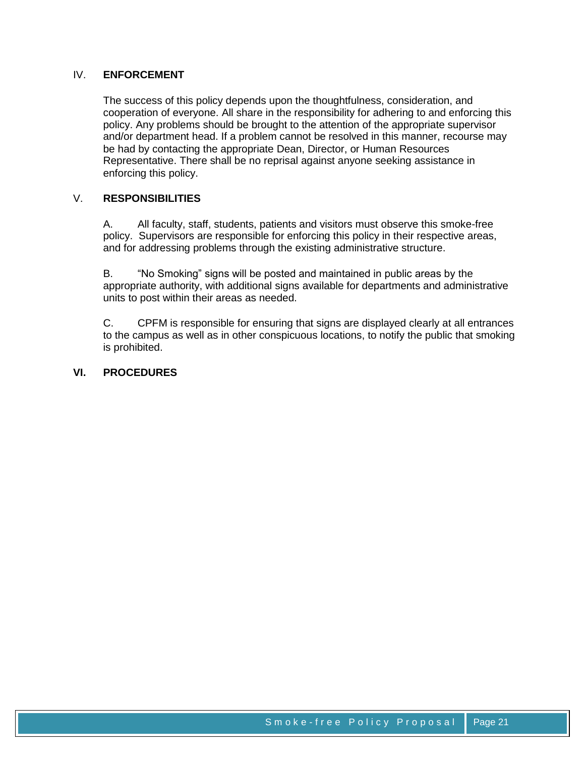## IV. ENFORCEMENT

The success of this policy depends upon the thoughtfulness, consideration, and cooperation of everyone. All share in the responsibility for adhering to and enforcing this policy. Any problems should be brought to the attention of the appropriate supervisor and/or department head. If a problem cannot be resolved in this manner, recourse may be had by contacting the appropriate Dean, Director, or Human Resources Representative. There shall be no reprisal against anyone seeking assistance in enforcing this policy.

## V. RESPONSIBILITIES

A. All faculty, staff, students, patients and visitors must observe this smoke-free policy. Supervisors are responsible for enforcing this policy in their respective areas, and for addressing problems through the existing administrative structure.

B. "No Smoking" signs will be posted and maintained in public areas by the appropriate authority, with additional signs available for departments and administrative units to post within their areas as needed.

C. CPFM is responsible for ensuring that signs are displayed clearly at all entrances to the campus as well as in other conspicuous locations, to notify the public that smoking is prohibited.

## VI. PROCEDURES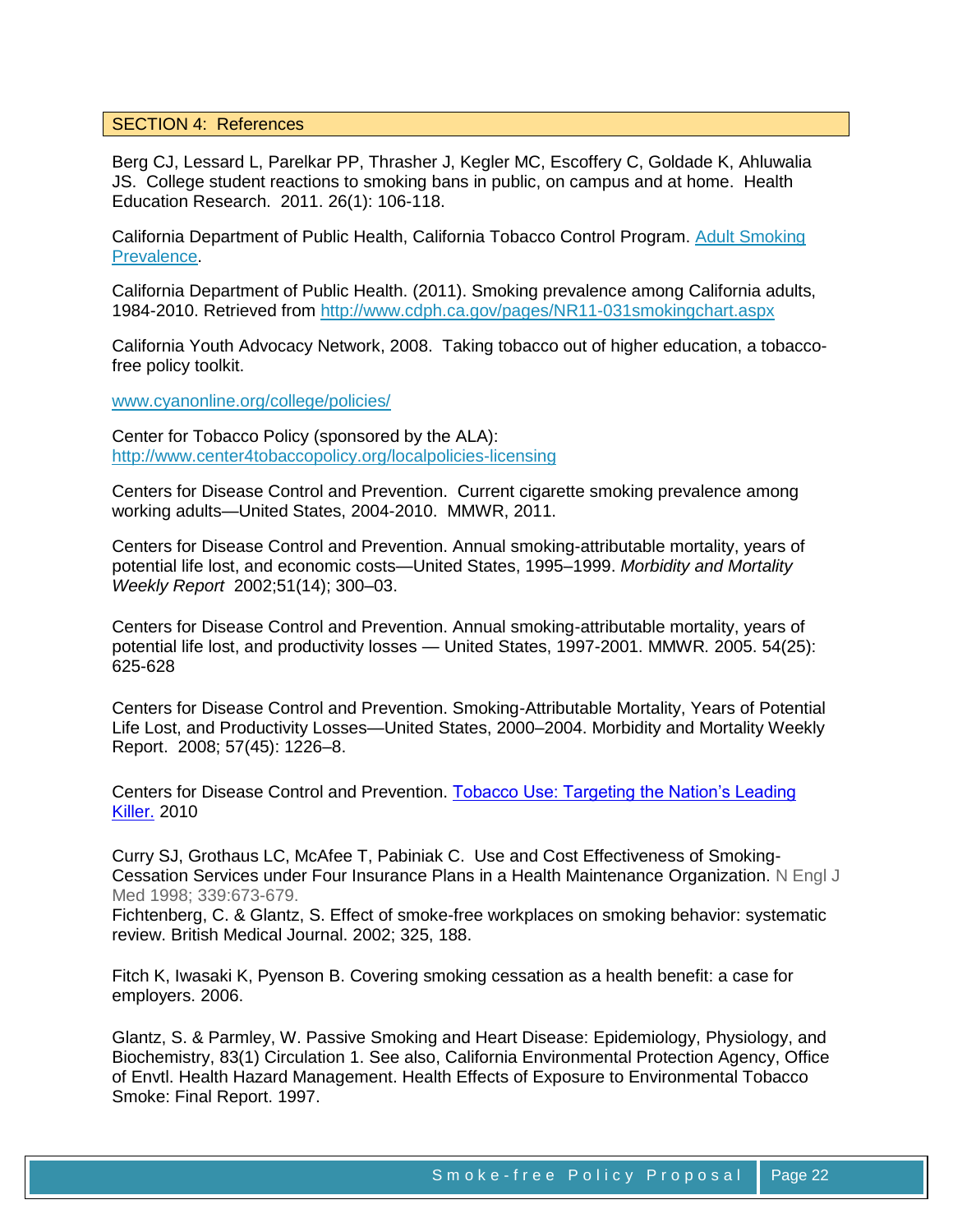## SECTION 4: References

Berg CJ, Lessard L, Parelkar PP, Thrasher J, Kegler MC, Escoffery C, Goldade K, Ahluwalia JS. College student reactions to smoking bans in public, on campus and at home. Health Education Research. 2011. 26(1): 106-118.

California Department of Public Health, California Tobacco Control Program. Adult Smoking Prevalence.

California Department of Public Health. (2011). Smoking prevalence among California adults, 1984-2010. Retrieved from http://www.cdph.ca.gov/pages/NR11-031smokingchart.aspx

California Youth Advocacy Network, 2008. Taking tobacco out of higher education, a tobacco-free policy toolkit.

www.cyanonline.org/college/policies/

Center for Tobacco Policy (sponsored by the ALA): http://www.center4tobaccopolicy.org/localpolicies-licensing

Centers for Disease Control and Prevention. Current cigarette smoking prevalence among working adults—United States, 2004-2010. MMWR, 2011.

Centers for Disease Control and Prevention. Annual smoking-attributable mortality, years of potential life lost, and economic costs—United States, 1995–1999. *Morbidity and Mortality Weekly Report* 2002;51(14); 300–03.

Centers for Disease Control and Prevention. Annual smoking-attributable mortality, years of potential life lost, and productivity losses — United States, 1997-2001. MMWR. 2005. 54(25): 625-628

Centers for Disease Control and Prevention. Smoking-Attributable Mortality, Years of Potential Life Lost, and Productivity Losses—United States, 2000–2004. Morbidity and Mortality Weekly Report. 2008; 57(45): 1226–8.

Centers for Disease Control and Prevention. Tobacco Use: Targeting the Nation's Leading Killer. 2010

Curry SJ, Grothaus LC, McAfee T, Pabiniak C. Use and Cost Effectiveness of Smoking-Cessation Services under Four Insurance Plans in a Health Maintenance Organization. N Engl J Med 1998; 339:673-679.

Fichtenberg, C. & Glantz, S. Effect of smoke-free workplaces on smoking behavior: systematic review. British Medical Journal. 2002; 325, 188.

Fitch K, Iwasaki K, Pyenson B. Covering smoking cessation as a health benefit: a case for employers. 2006.

Glantz, S. & Parmley, W. Passive Smoking and Heart Disease: Epidemiology, Physiology, and Biochemistry, 83(1) Circulation 1. See also, California Environmental Protection Agency, Office of Envtl. Health Hazard Management. Health Effects of Exposure to Environmental Tobacco Smoke: Final Report. 1997.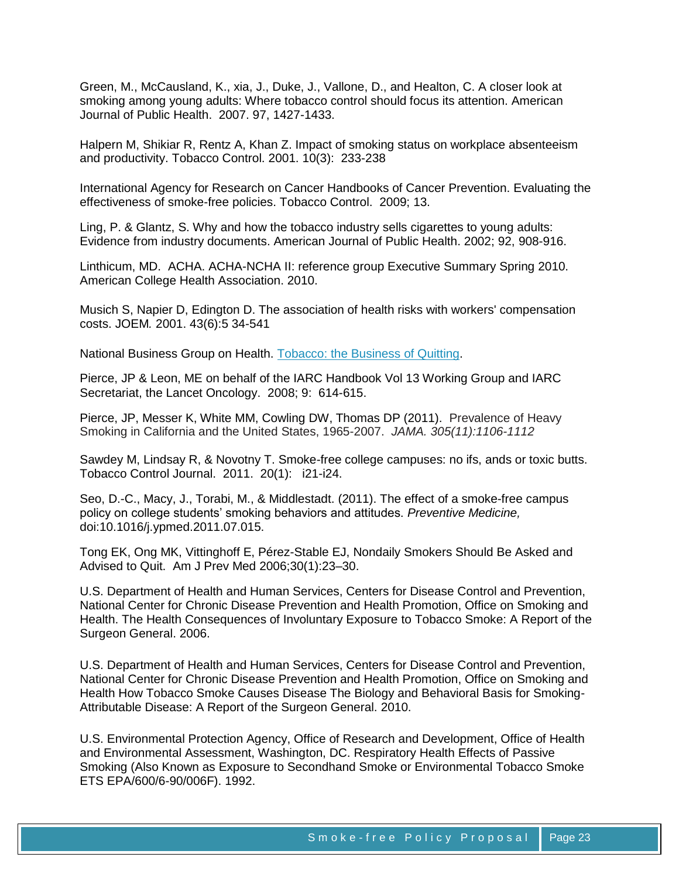Green, M., McCausland, K., xia, J., Duke, J., Vallone, D., and Healton, C. A closer look at smoking among young adults: Where tobacco control should focus its attention. American Journal of Public Health. 2007. 97, 1427-1433.

Halpern M, Shikiar R, Rentz A, Khan Z. Impact of smoking status on workplace absenteeism and productivity. Tobacco Control. 2001. 10(3): 233-238

International Agency for Research on Cancer Handbooks of Cancer Prevention. Evaluating the effectiveness of smoke-free policies. Tobacco Control. 2009; 13.

Ling, P. & Glantz, S. Why and how the tobacco industry sells cigarettes to young adults: Evidence from industry documents. American Journal of Public Health. 2002; 92, 908-916.

Linthicum, MD. ACHA. ACHA-NCHA II: reference group Executive Summary Spring 2010. American College Health Association. 2010.

Musich S, Napier D, Edington D. The association of health risks with workers' compensation costs. JOEM*.* 2001. 43(6):5 34-541

National Business Group on Health. Tobacco: the Business of Quitting.

Pierce, JP & Leon, ME on behalf of the IARC Handbook Vol 13 Working Group and IARC Secretariat, the Lancet Oncology. 2008; 9: 614-615.

Pierce, JP, Messer K, White MM, Cowling DW, Thomas DP (2011). Prevalence of Heavy Smoking in California and the United States, 1965-2007. *JAMA. 305(11):1106-1112*

Sawdey M, Lindsay R, & Novotny T. Smoke-free college campuses: no ifs, ands or toxic butts. Tobacco Control Journal. 2011. 20(1): i21-i24.

Seo, D.-C., Macy, J., Torabi, M., & Middlestadt. (2011). The effect of a smoke-free campus policy on college students' smoking behaviors and attitudes. *Preventive Medicine,* doi:10.1016/j.ypmed.2011.07.015.

Tong EK, Ong MK, Vittinghoff E, Pérez-Stable EJ, Nondaily Smokers Should Be Asked and Advised to Quit. Am J Prev Med 2006;30(1):23–30.

U.S. Department of Health and Human Services, Centers for Disease Control and Prevention, National Center for Chronic Disease Prevention and Health Promotion, Office on Smoking and Health. The Health Consequences of Involuntary Exposure to Tobacco Smoke: A Report of the Surgeon General. 2006.

U.S. Department of Health and Human Services, Centers for Disease Control and Prevention, National Center for Chronic Disease Prevention and Health Promotion, Office on Smoking and Health How Tobacco Smoke Causes Disease The Biology and Behavioral Basis for Smoking-Attributable Disease: A Report of the Surgeon General. 2010.

U.S. Environmental Protection Agency, Office of Research and Development, Office of Health and Environmental Assessment, Washington, DC. Respiratory Health Effects of Passive Smoking (Also Known as Exposure to Secondhand Smoke or Environmental Tobacco Smoke ETS EPA/600/6-90/006F). 1992.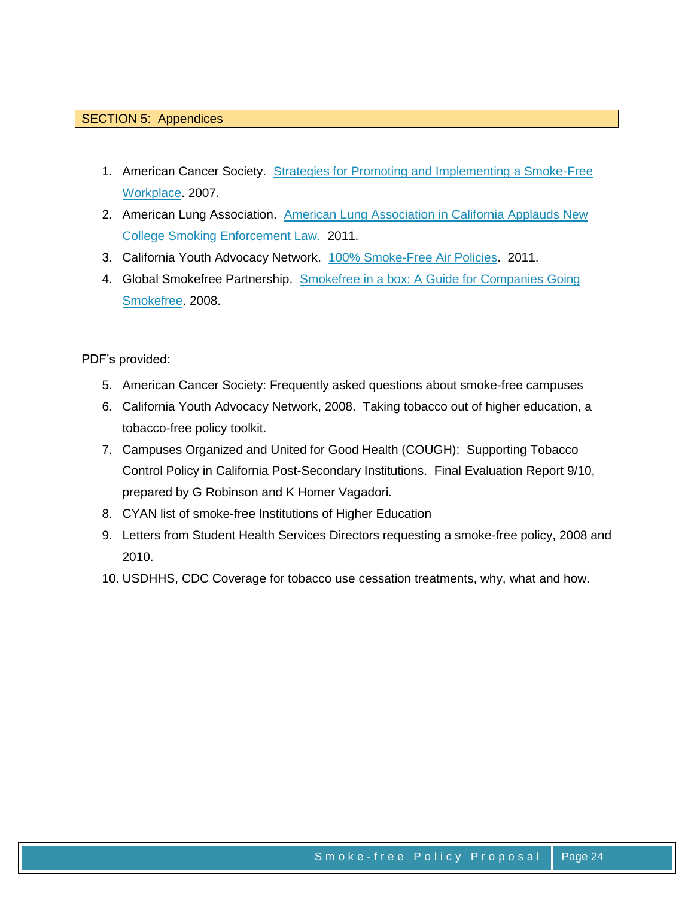## SECTION 5: Appendices

1. American Cancer Society. Strategies for Promoting and Implementing a Smoke-Free Workplace. 2007.
2. American Lung Association. American Lung Association in California Applauds New College Smoking Enforcement Law. 2011.
3. California Youth Advocacy Network. 100% Smoke-Free Air Policies. 2011.
4. Global Smokefree Partnership. Smokefree in a box: A Guide for Companies Going Smokefree. 2008.

PDF's provided:

5. American Cancer Society: Frequently asked questions about smoke-free campuses
6. California Youth Advocacy Network, 2008. Taking tobacco out of higher education, a tobacco-free policy toolkit.
7. Campuses Organized and United for Good Health (COUGH): Supporting Tobacco Control Policy in California Post-Secondary Institutions. Final Evaluation Report 9/10, prepared by G Robinson and K Homer Vagadori.
8. CYAN list of smoke-free Institutions of Higher Education
9. Letters from Student Health Services Directors requesting a smoke-free policy, 2008 and 2010.
10. USDHHS, CDC Coverage for tobacco use cessation treatments, why, what and how.